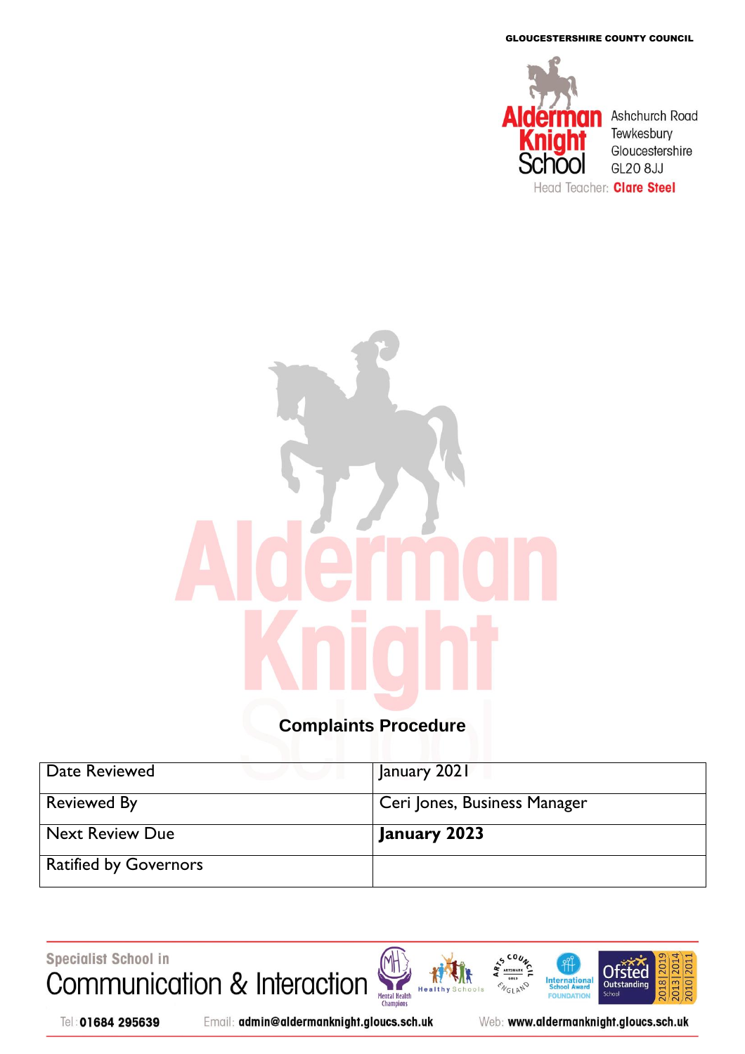GLOUCESTERSHIRE COUNTY COUNCIL

Alderman Knight School
Ashchurch Road
Tewkesbury
Gloucestershire
GL20 8JJ

Head Teacher: **Clare Steel**

# Complaints Procedure

| Date Reviewed | January 2021 |
|---|---|
| Reviewed By | Ceri Jones, Business Manager |
| Next Review Due | **January 2023** |
| Ratified by Governors | |

Specialist School in Communication & Interaction

Tel: **01684 295639** Email: **admin@aldermanknight.gloucs.sch.uk** Web: **www.aldermanknight.gloucs.sch.uk**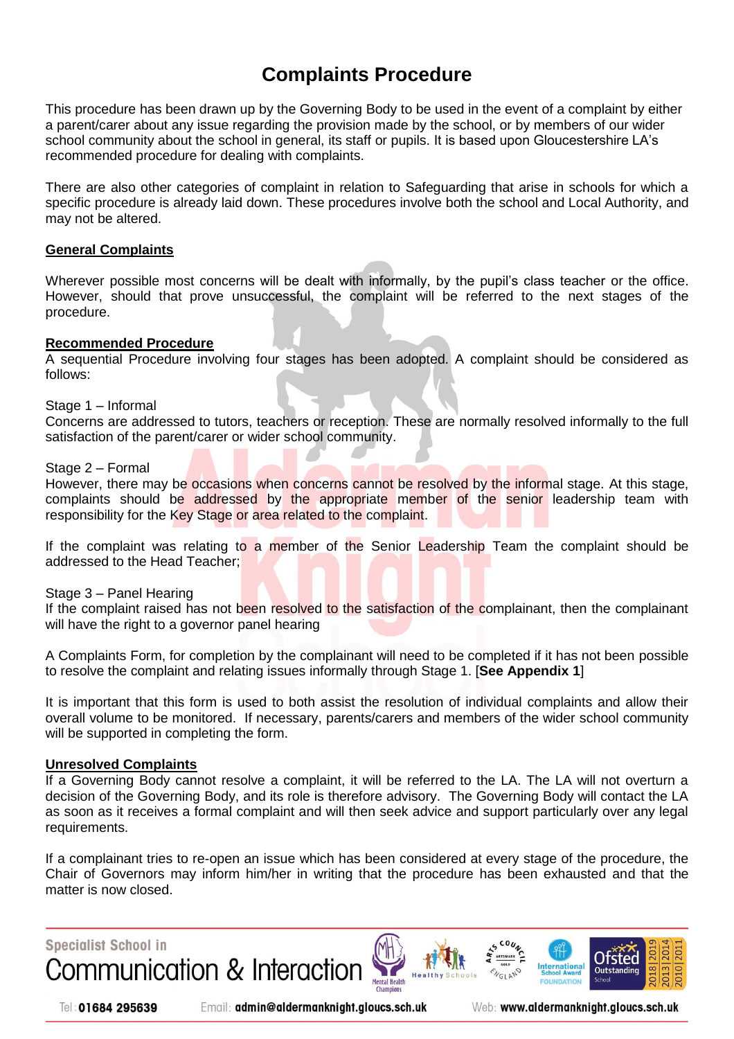# Complaints Procedure

This procedure has been drawn up by the Governing Body to be used in the event of a complaint by either a parent/carer about any issue regarding the provision made by the school, or by members of our wider school community about the school in general, its staff or pupils. It is based upon Gloucestershire LA's recommended procedure for dealing with complaints.

There are also other categories of complaint in relation to Safeguarding that arise in schools for which a specific procedure is already laid down. These procedures involve both the school and Local Authority, and may not be altered.

**General Complaints**

Wherever possible most concerns will be dealt with informally, by the pupil's class teacher or the office. However, should that prove unsuccessful, the complaint will be referred to the next stages of the procedure.

**Recommended Procedure**

A sequential Procedure involving four stages has been adopted. A complaint should be considered as follows:

Stage 1 – Informal
Concerns are addressed to tutors, teachers or reception. These are normally resolved informally to the full satisfaction of the parent/carer or wider school community.

Stage 2 – Formal
However, there may be occasions when concerns cannot be resolved by the informal stage. At this stage, complaints should be addressed by the appropriate member of the senior leadership team with responsibility for the Key Stage or area related to the complaint.

If the complaint was relating to a member of the Senior Leadership Team the complaint should be addressed to the Head Teacher;

Stage 3 – Panel Hearing
If the complaint raised has not been resolved to the satisfaction of the complainant, then the complainant will have the right to a governor panel hearing

A Complaints Form, for completion by the complainant will need to be completed if it has not been possible to resolve the complaint and relating issues informally through Stage 1. [**See Appendix 1**]

It is important that this form is used to both assist the resolution of individual complaints and allow their overall volume to be monitored. If necessary, parents/carers and members of the wider school community will be supported in completing the form.

**Unresolved Complaints**

If a Governing Body cannot resolve a complaint, it will be referred to the LA. The LA will not overturn a decision of the Governing Body, and its role is therefore advisory. The Governing Body will contact the LA as soon as it receives a formal complaint and will then seek advice and support particularly over any legal requirements.

If a complainant tries to re-open an issue which has been considered at every stage of the procedure, the Chair of Governors may inform him/her in writing that the procedure has been exhausted and that the matter is now closed.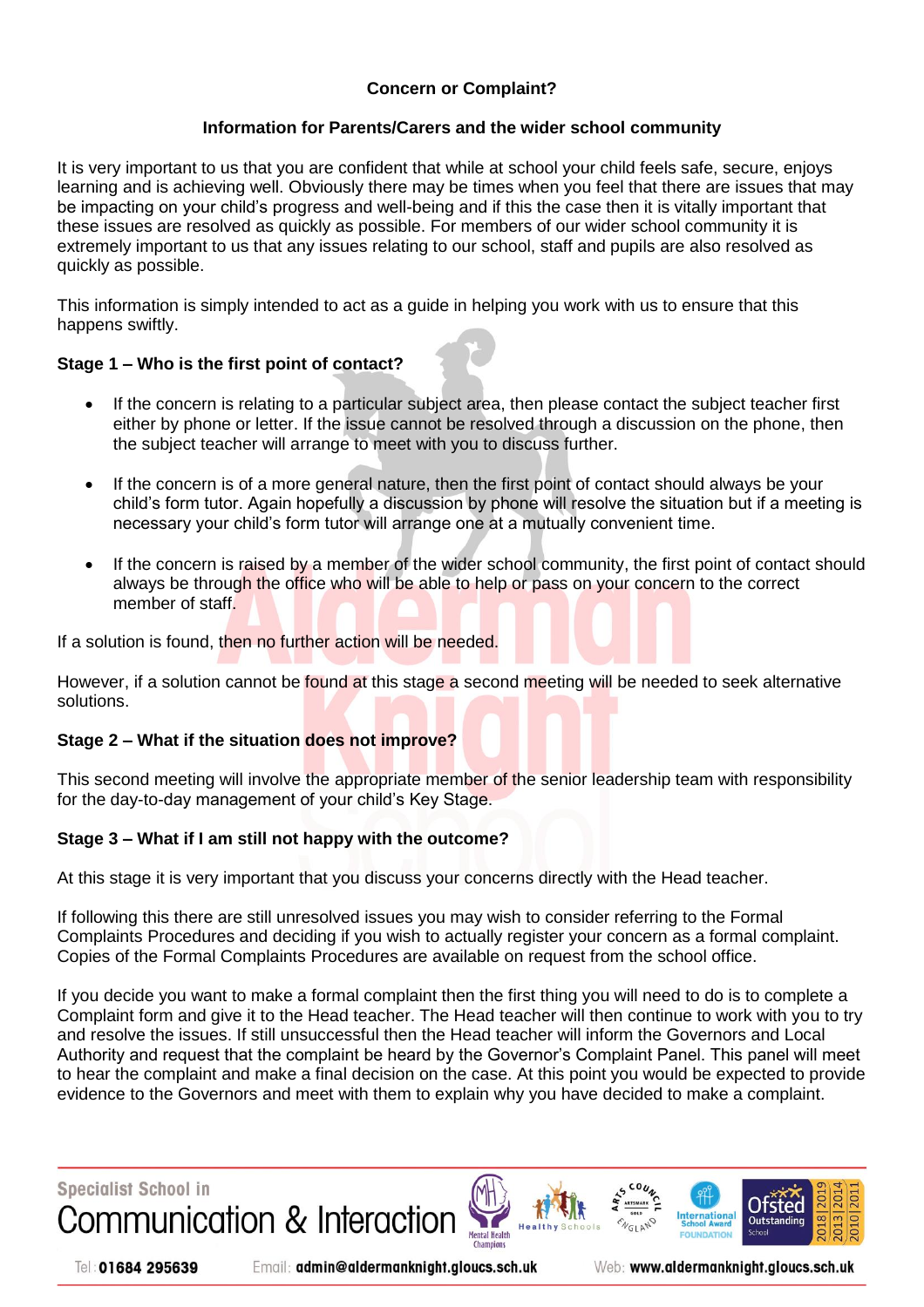## Concern or Complaint?

### Information for Parents/Carers and the wider school community

It is very important to us that you are confident that while at school your child feels safe, secure, enjoys learning and is achieving well. Obviously there may be times when you feel that there are issues that may be impacting on your child's progress and well-being and if this the case then it is vitally important that these issues are resolved as quickly as possible. For members of our wider school community it is extremely important to us that any issues relating to our school, staff and pupils are also resolved as quickly as possible.

This information is simply intended to act as a guide in helping you work with us to ensure that this happens swiftly.

**Stage 1 – Who is the first point of contact?**

- If the concern is relating to a particular subject area, then please contact the subject teacher first either by phone or letter. If the issue cannot be resolved through a discussion on the phone, then the subject teacher will arrange to meet with you to discuss further.
- If the concern is of a more general nature, then the first point of contact should always be your child's form tutor. Again hopefully a discussion by phone will resolve the situation but if a meeting is necessary your child's form tutor will arrange one at a mutually convenient time.
- If the concern is raised by a member of the wider school community, the first point of contact should always be through the office who will be able to help or pass on your concern to the correct member of staff.

If a solution is found, then no further action will be needed.

However, if a solution cannot be found at this stage a second meeting will be needed to seek alternative solutions.

**Stage 2 – What if the situation does not improve?**

This second meeting will involve the appropriate member of the senior leadership team with responsibility for the day-to-day management of your child's Key Stage.

**Stage 3 – What if I am still not happy with the outcome?**

At this stage it is very important that you discuss your concerns directly with the Head teacher.

If following this there are still unresolved issues you may wish to consider referring to the Formal Complaints Procedures and deciding if you wish to actually register your concern as a formal complaint. Copies of the Formal Complaints Procedures are available on request from the school office.

If you decide you want to make a formal complaint then the first thing you will need to do is to complete a Complaint form and give it to the Head teacher. The Head teacher will then continue to work with you to try and resolve the issues. If still unsuccessful then the Head teacher will inform the Governors and Local Authority and request that the complaint be heard by the Governor's Complaint Panel. This panel will meet to hear the complaint and make a final decision on the case. At this point you would be expected to provide evidence to the Governors and meet with them to explain why you have decided to make a complaint.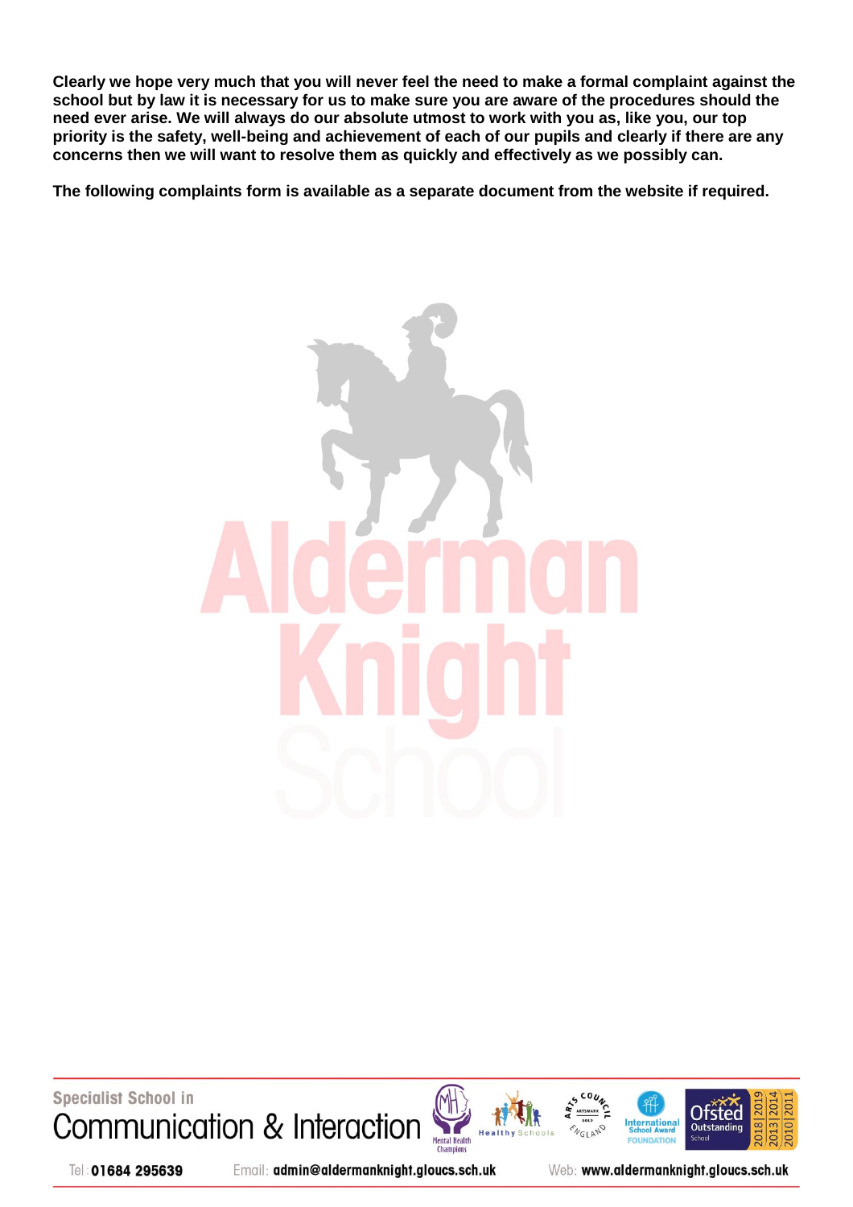**Clearly we hope very much that you will never feel the need to make a formal complaint against the school but by law it is necessary for us to make sure you are aware of the procedures should the need ever arise. We will always do our absolute utmost to work with you as, like you, our top priority is the safety, well-being and achievement of each of our pupils and clearly if there are any concerns then we will want to resolve them as quickly and effectively as we possibly can.**

**The following complaints form is available as a separate document from the website if required.**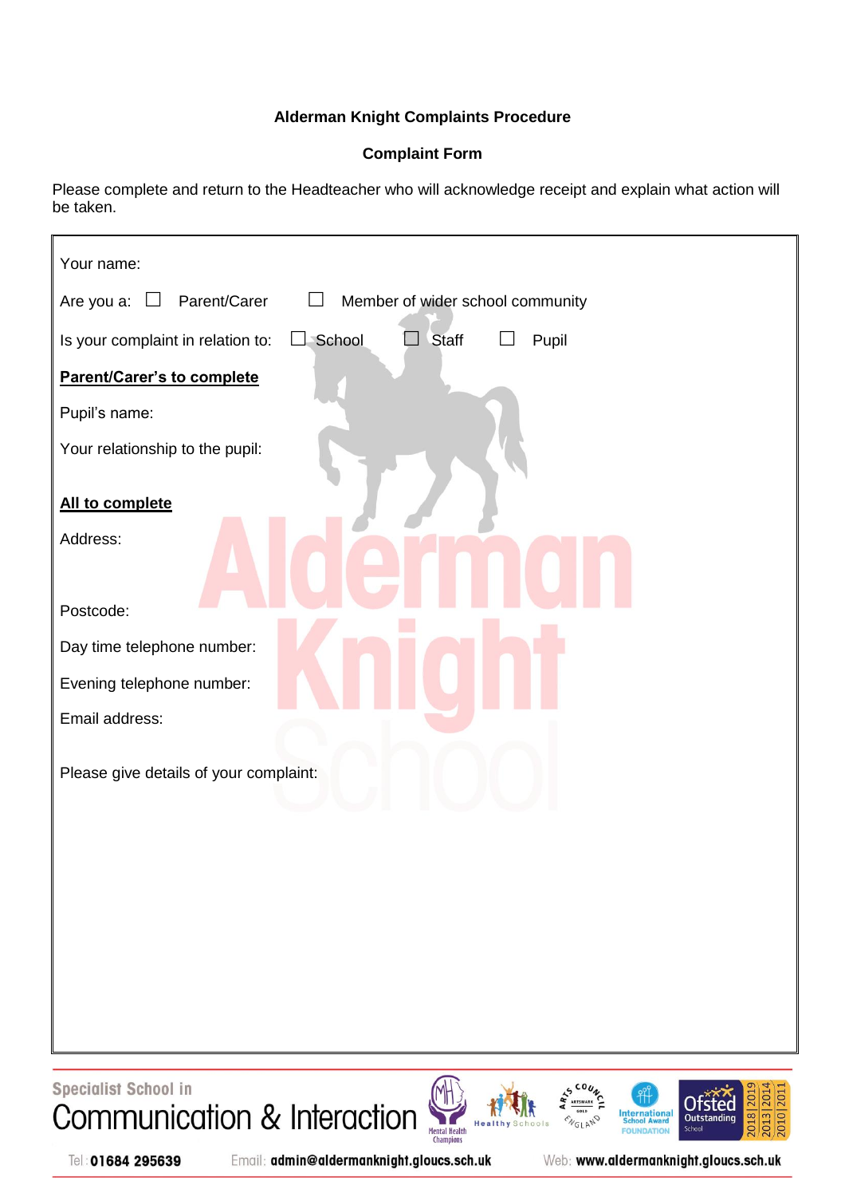**Alderman Knight Complaints Procedure**

**Complaint Form**

Please complete and return to the Headteacher who will acknowledge receipt and explain what action will be taken.

Your name:

Are you a: ☐ Parent/Carer ☐ Member of wider school community

Is your complaint in relation to: ☐ School ☐ Staff ☐ Pupil

**Parent/Carer's to complete**

Pupil's name:

Your relationship to the pupil:

**All to complete**

Address:

Postcode:

Day time telephone number:

Evening telephone number:

Email address:

Please give details of your complaint: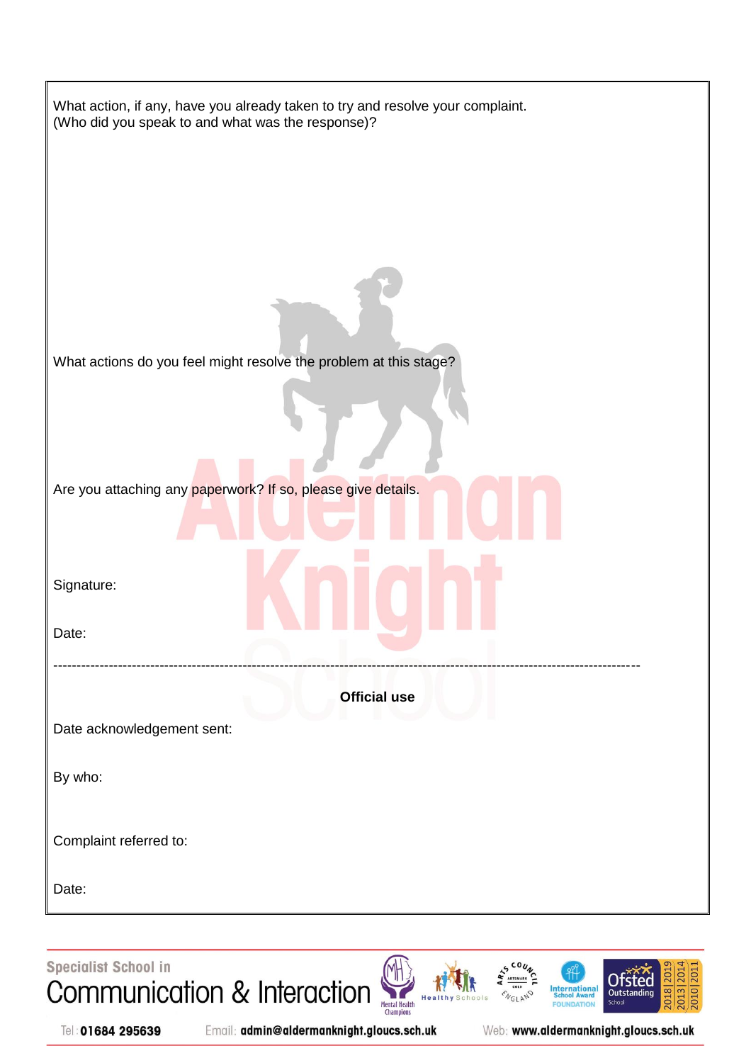What action, if any, have you already taken to try and resolve your complaint.
(Who did you speak to and what was the response)?

What actions do you feel might resolve the problem at this stage?

Are you attaching any paperwork? If so, please give details.

Signature:

Date:

---

**Official use**

Date acknowledgement sent:

By who:

Complaint referred to:

Date: